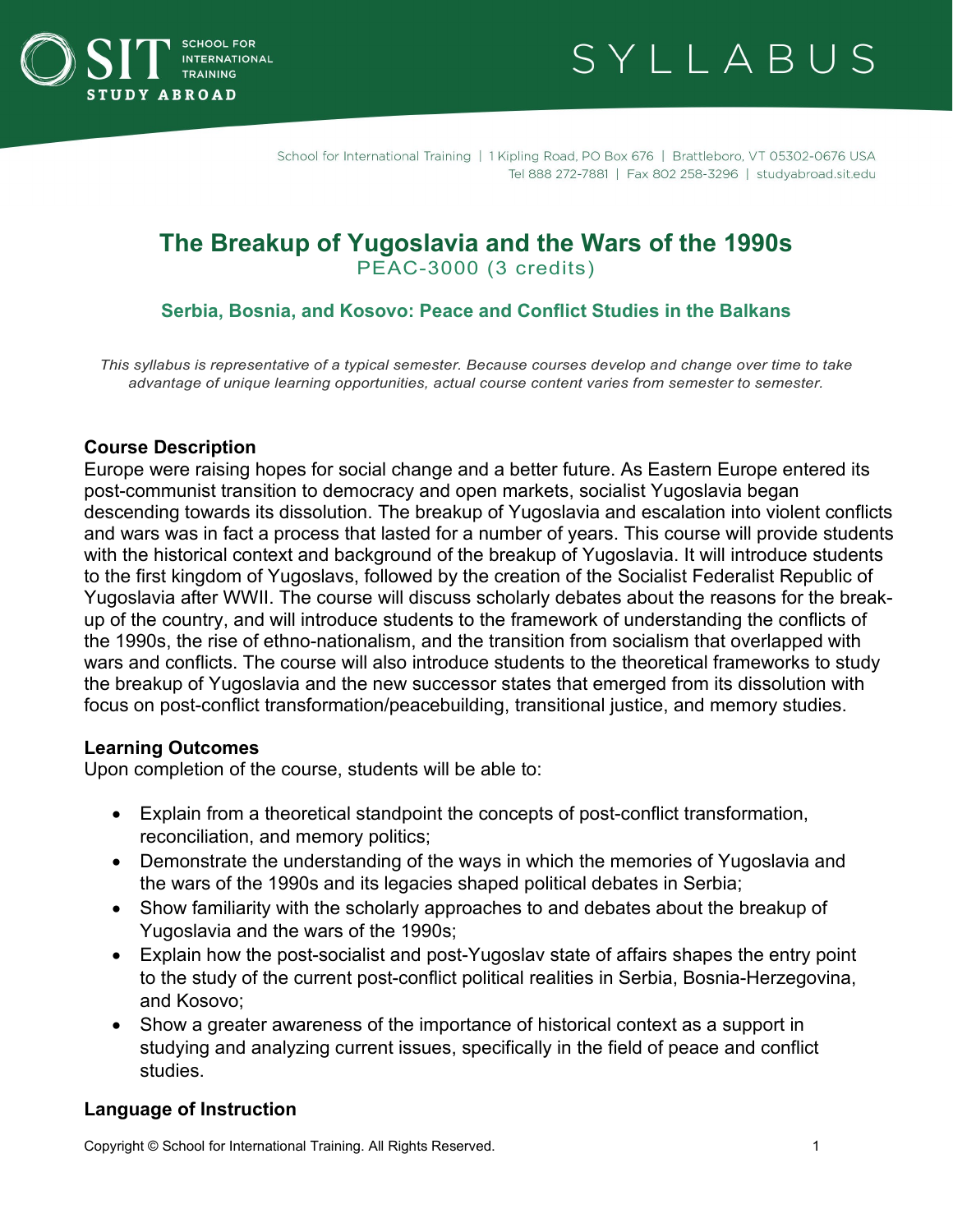# SYLLABUS

School for International Training | 1 Kipling Road, PO Box 676 | Brattleboro, VT 05302-0676 USA
Tel 888 272-7881 | Fax 802 258-3296 | studyabroad.sit.edu

## The Breakup of Yugoslavia and the Wars of the 1990s

PEAC-3000 (3 credits)

### Serbia, Bosnia, and Kosovo: Peace and Conflict Studies in the Balkans

*This syllabus is representative of a typical semester. Because courses develop and change over time to take advantage of unique learning opportunities, actual course content varies from semester to semester.*

### Course Description

Europe were raising hopes for social change and a better future. As Eastern Europe entered its post-communist transition to democracy and open markets, socialist Yugoslavia began descending towards its dissolution. The breakup of Yugoslavia and escalation into violent conflicts and wars was in fact a process that lasted for a number of years. This course will provide students with the historical context and background of the breakup of Yugoslavia. It will introduce students to the first kingdom of Yugoslavs, followed by the creation of the Socialist Federalist Republic of Yugoslavia after WWII. The course will discuss scholarly debates about the reasons for the break-up of the country, and will introduce students to the framework of understanding the conflicts of the 1990s, the rise of ethno-nationalism, and the transition from socialism that overlapped with wars and conflicts. The course will also introduce students to the theoretical frameworks to study the breakup of Yugoslavia and the new successor states that emerged from its dissolution with focus on post-conflict transformation/peacebuilding, transitional justice, and memory studies.

### Learning Outcomes

Upon completion of the course, students will be able to:

- Explain from a theoretical standpoint the concepts of post-conflict transformation, reconciliation, and memory politics;
- Demonstrate the understanding of the ways in which the memories of Yugoslavia and the wars of the 1990s and its legacies shaped political debates in Serbia;
- Show familiarity with the scholarly approaches to and debates about the breakup of Yugoslavia and the wars of the 1990s;
- Explain how the post-socialist and post-Yugoslav state of affairs shapes the entry point to the study of the current post-conflict political realities in Serbia, Bosnia-Herzegovina, and Kosovo;
- Show a greater awareness of the importance of historical context as a support in studying and analyzing current issues, specifically in the field of peace and conflict studies.

### Language of Instruction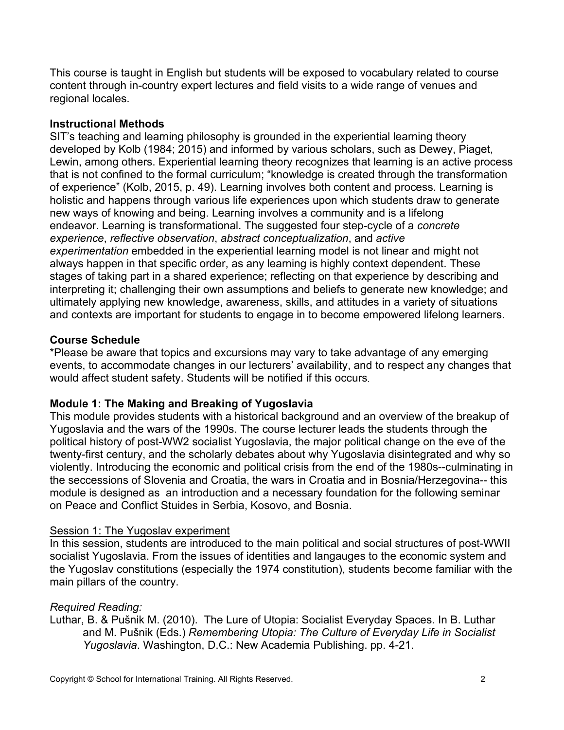This course is taught in English but students will be exposed to vocabulary related to course content through in-country expert lectures and field visits to a wide range of venues and regional locales.

**Instructional Methods**

SIT's teaching and learning philosophy is grounded in the experiential learning theory developed by Kolb (1984; 2015) and informed by various scholars, such as Dewey, Piaget, Lewin, among others. Experiential learning theory recognizes that learning is an active process that is not confined to the formal curriculum; "knowledge is created through the transformation of experience" (Kolb, 2015, p. 49). Learning involves both content and process. Learning is holistic and happens through various life experiences upon which students draw to generate new ways of knowing and being. Learning involves a community and is a lifelong endeavor. Learning is transformational. The suggested four step-cycle of a *concrete experience*, *reflective observation*, *abstract conceptualization*, and *active experimentation* embedded in the experiential learning model is not linear and might not always happen in that specific order, as any learning is highly context dependent. These stages of taking part in a shared experience; reflecting on that experience by describing and interpreting it; challenging their own assumptions and beliefs to generate new knowledge; and ultimately applying new knowledge, awareness, skills, and attitudes in a variety of situations and contexts are important for students to engage in to become empowered lifelong learners.

**Course Schedule**

*Please be aware that topics and excursions may vary to take advantage of any emerging events, to accommodate changes in our lecturers' availability, and to respect any changes that would affect student safety. Students will be notified if this occurs.

**Module 1: The Making and Breaking of Yugoslavia**

This module provides students with a historical background and an overview of the breakup of Yugoslavia and the wars of the 1990s. The course lecturer leads the students through the political history of post-WW2 socialist Yugoslavia, the major political change on the eve of the twenty-first century, and the scholarly debates about why Yugoslavia disintegrated and why so violently. Introducing the economic and political crisis from the end of the 1980s--culminating in the seccessions of Slovenia and Croatia, the wars in Croatia and in Bosnia/Herzegovina-- this module is designed as an introduction and a necessary foundation for the following seminar on Peace and Conflict Stuides in Serbia, Kosovo, and Bosnia.

<u>Session 1: The Yugoslav experiment</u>

In this session, students are introduced to the main political and social structures of post-WWII socialist Yugoslavia. From the issues of identities and langauges to the economic system and the Yugoslav constitutions (especially the 1974 constitution), students become familiar with the main pillars of the country.

*Required Reading:*

Luthar, B. & Pušnik M. (2010). The Lure of Utopia: Socialist Everyday Spaces. In B. Luthar and M. Pušnik (Eds.) *Remembering Utopia: The Culture of Everyday Life in Socialist Yugoslavia*. Washington, D.C.: New Academia Publishing. pp. 4-21.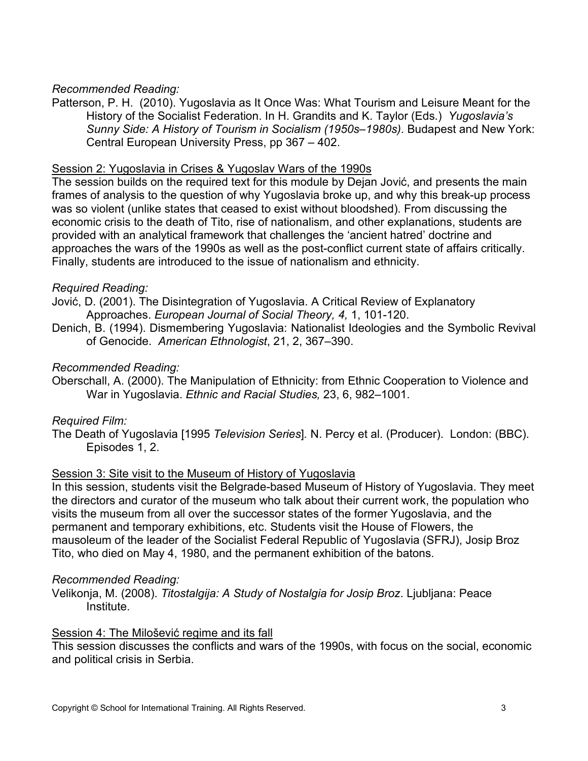*Recommended Reading:*

Patterson, P. H. (2010). Yugoslavia as It Once Was: What Tourism and Leisure Meant for the History of the Socialist Federation. In H. Grandits and K. Taylor (Eds.) *Yugoslavia's Sunny Side: A History of Tourism in Socialism (1950s–1980s)*. Budapest and New York: Central European University Press, pp 367 – 402.

<u>Session 2: Yugoslavia in Crises & Yugoslav Wars of the 1990s</u>

The session builds on the required text for this module by Dejan Jović, and presents the main frames of analysis to the question of why Yugoslavia broke up, and why this break-up process was so violent (unlike states that ceased to exist without bloodshed). From discussing the economic crisis to the death of Tito, rise of nationalism, and other explanations, students are provided with an analytical framework that challenges the 'ancient hatred' doctrine and approaches the wars of the 1990s as well as the post-conflict current state of affairs critically. Finally, students are introduced to the issue of nationalism and ethnicity.

*Required Reading:*

Jović, D. (2001). The Disintegration of Yugoslavia. A Critical Review of Explanatory Approaches. *European Journal of Social Theory, 4,* 1, 101-120.

Denich, B. (1994). Dismembering Yugoslavia: Nationalist Ideologies and the Symbolic Revival of Genocide. *American Ethnologist*, 21, 2, 367–390.

*Recommended Reading:*

Oberschall, A. (2000). The Manipulation of Ethnicity: from Ethnic Cooperation to Violence and War in Yugoslavia. *Ethnic and Racial Studies,* 23, 6, 982–1001.

*Required Film:*

The Death of Yugoslavia [1995 *Television Series*]. N. Percy et al. (Producer). London: (BBC). Episodes 1, 2.

<u>Session 3: Site visit to the Museum of History of Yugoslavia</u>

In this session, students visit the Belgrade-based Museum of History of Yugoslavia. They meet the directors and curator of the museum who talk about their current work, the population who visits the museum from all over the successor states of the former Yugoslavia, and the permanent and temporary exhibitions, etc. Students visit the House of Flowers, the mausoleum of the leader of the Socialist Federal Republic of Yugoslavia (SFRJ), Josip Broz Tito, who died on May 4, 1980, and the permanent exhibition of the batons.

*Recommended Reading:*

Velikonja, M. (2008). *Titostalgija: A Study of Nostalgia for Josip Broz*. Ljubljana: Peace Institute.

<u>Session 4: The Milošević regime and its fall</u>

This session discusses the conflicts and wars of the 1990s, with focus on the social, economic and political crisis in Serbia.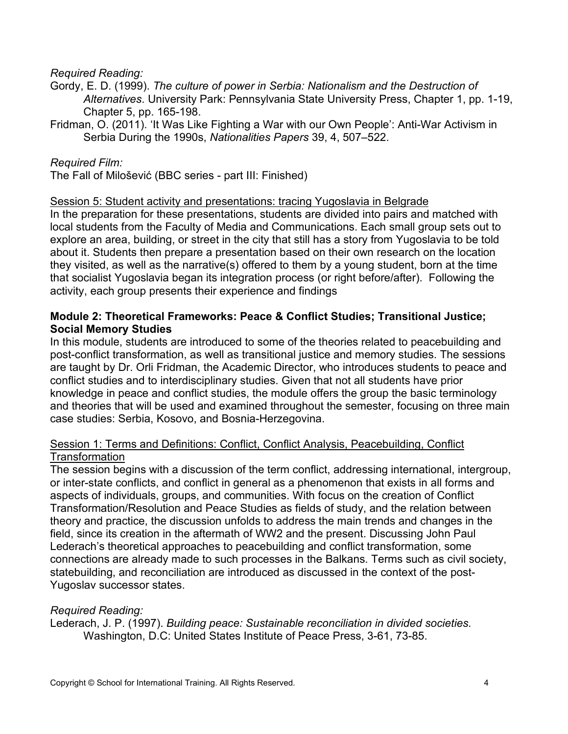*Required Reading:*

Gordy, E. D. (1999). *The culture of power in Serbia: Nationalism and the Destruction of Alternatives*. University Park: Pennsylvania State University Press, Chapter 1, pp. 1-19, Chapter 5, pp. 165-198.

Fridman, O. (2011). 'It Was Like Fighting a War with our Own People': Anti-War Activism in Serbia During the 1990s, *Nationalities Papers* 39, 4, 507–522.

*Required Film:*

The Fall of Milošević (BBC series - part III: Finished)

<u>Session 5: Student activity and presentations: tracing Yugoslavia in Belgrade</u>

In the preparation for these presentations, students are divided into pairs and matched with local students from the Faculty of Media and Communications. Each small group sets out to explore an area, building, or street in the city that still has a story from Yugoslavia to be told about it. Students then prepare a presentation based on their own research on the location they visited, as well as the narrative(s) offered to them by a young student, born at the time that socialist Yugoslavia began its integration process (or right before/after). Following the activity, each group presents their experience and findings

**Module 2: Theoretical Frameworks: Peace & Conflict Studies; Transitional Justice; Social Memory Studies**

In this module, students are introduced to some of the theories related to peacebuilding and post-conflict transformation, as well as transitional justice and memory studies. The sessions are taught by Dr. Orli Fridman, the Academic Director, who introduces students to peace and conflict studies and to interdisciplinary studies. Given that not all students have prior knowledge in peace and conflict studies, the module offers the group the basic terminology and theories that will be used and examined throughout the semester, focusing on three main case studies: Serbia, Kosovo, and Bosnia-Herzegovina.

<u>Session 1: Terms and Definitions: Conflict, Conflict Analysis, Peacebuilding, Conflict Transformation</u>

The session begins with a discussion of the term conflict, addressing international, intergroup, or inter-state conflicts, and conflict in general as a phenomenon that exists in all forms and aspects of individuals, groups, and communities. With focus on the creation of Conflict Transformation/Resolution and Peace Studies as fields of study, and the relation between theory and practice, the discussion unfolds to address the main trends and changes in the field, since its creation in the aftermath of WW2 and the present. Discussing John Paul Lederach's theoretical approaches to peacebuilding and conflict transformation, some connections are already made to such processes in the Balkans. Terms such as civil society, statebuilding, and reconciliation are introduced as discussed in the context of the post-Yugoslav successor states.

*Required Reading:*

Lederach, J. P. (1997). *Building peace: Sustainable reconciliation in divided societies.* Washington, D.C: United States Institute of Peace Press, 3-61, 73-85.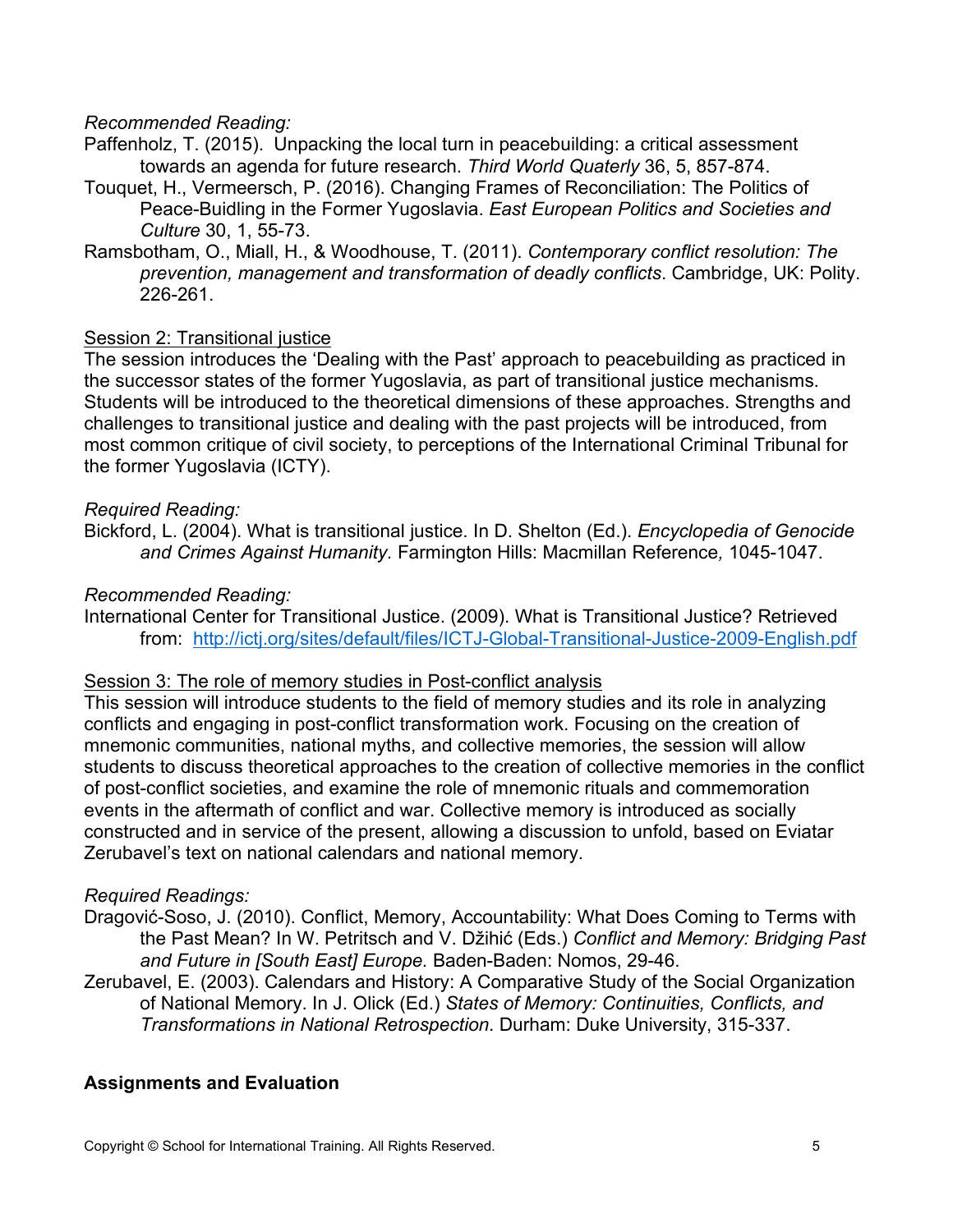*Recommended Reading:*

Paffenholz, T. (2015). Unpacking the local turn in peacebuilding: a critical assessment towards an agenda for future research. *Third World Quaterly* 36, 5, 857-874.

Touquet, H., Vermeersch, P. (2016). Changing Frames of Reconciliation: The Politics of Peace-Buidling in the Former Yugoslavia. *East European Politics and Societies and Culture* 30, 1, 55-73.

Ramsbotham, O., Miall, H., & Woodhouse, T. (2011). *Contemporary conflict resolution: The prevention, management and transformation of deadly conflicts*. Cambridge, UK: Polity. 226-261.

<u>Session 2: Transitional justice</u>

The session introduces the 'Dealing with the Past' approach to peacebuilding as practiced in the successor states of the former Yugoslavia, as part of transitional justice mechanisms. Students will be introduced to the theoretical dimensions of these approaches. Strengths and challenges to transitional justice and dealing with the past projects will be introduced, from most common critique of civil society, to perceptions of the International Criminal Tribunal for the former Yugoslavia (ICTY).

*Required Reading:*

Bickford, L. (2004). What is transitional justice. In D. Shelton (Ed.). *Encyclopedia of Genocide and Crimes Against Humanity.* Farmington Hills: Macmillan Reference*,* 1045-1047.

*Recommended Reading:*

International Center for Transitional Justice. (2009). What is Transitional Justice? Retrieved from: [http://ictj.org/sites/default/files/ICTJ-Global-Transitional-Justice-2009-English.pdf](http://ictj.org/sites/default/files/ICTJ-Global-Transitional-Justice-2009-English.pdf)

<u>Session 3: The role of memory studies in Post-conflict analysis</u>

This session will introduce students to the field of memory studies and its role in analyzing conflicts and engaging in post-conflict transformation work. Focusing on the creation of mnemonic communities, national myths, and collective memories, the session will allow students to discuss theoretical approaches to the creation of collective memories in the conflict of post-conflict societies, and examine the role of mnemonic rituals and commemoration events in the aftermath of conflict and war. Collective memory is introduced as socially constructed and in service of the present, allowing a discussion to unfold, based on Eviatar Zerubavel's text on national calendars and national memory.

*Required Readings:*

Dragović-Soso, J. (2010). Conflict, Memory, Accountability: What Does Coming to Terms with the Past Mean? In W. Petritsch and V. Džihić (Eds.) *Conflict and Memory: Bridging Past and Future in [South East] Europe.* Baden-Baden: Nomos, 29-46.

Zerubavel, E. (2003). Calendars and History: A Comparative Study of the Social Organization of National Memory. In J. Olick (Ed.) *States of Memory: Continuities, Conflicts, and Transformations in National Retrospection*. Durham: Duke University, 315-337.

## Assignments and Evaluation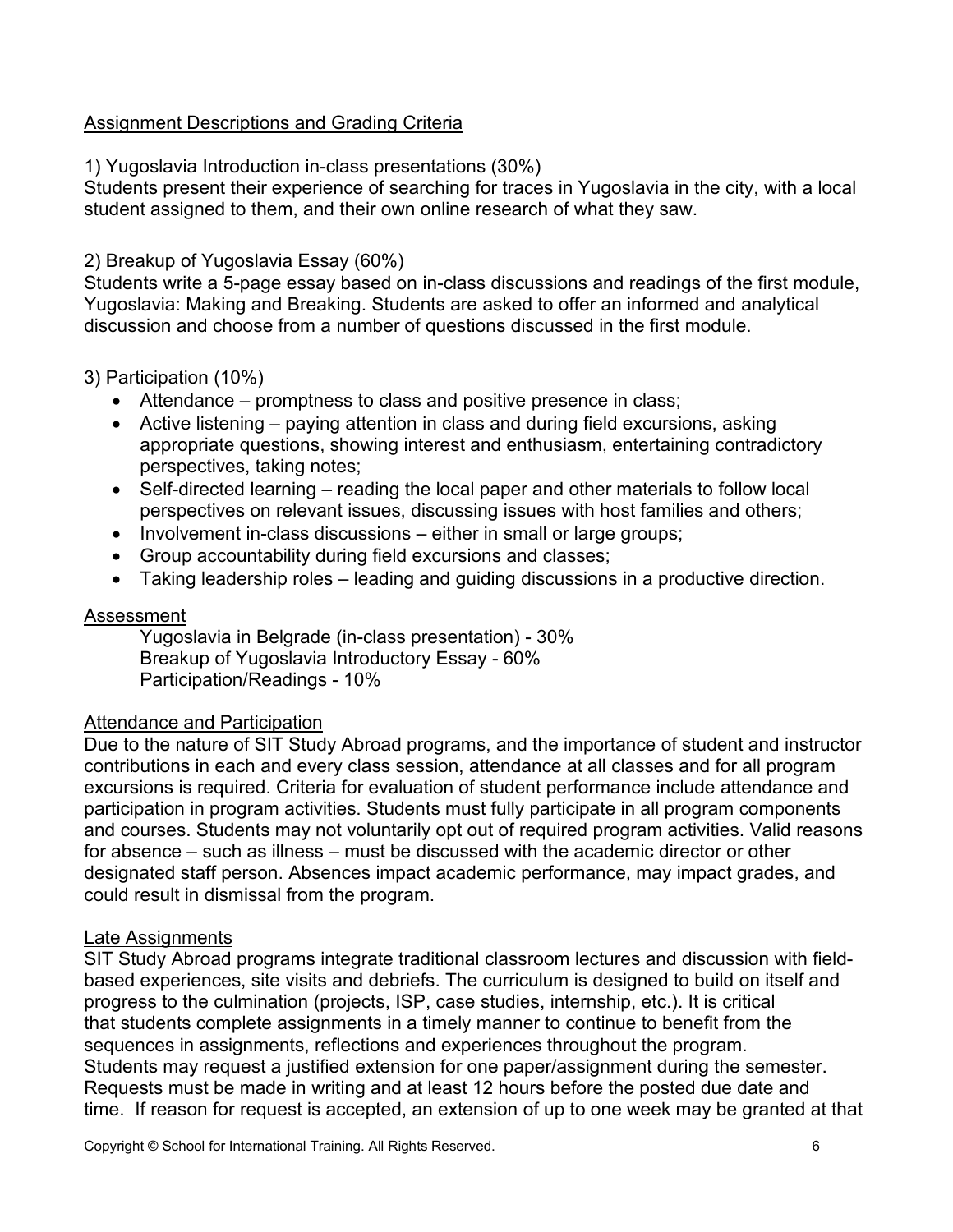## Assignment Descriptions and Grading Criteria

1) Yugoslavia Introduction in-class presentations (30%)
Students present their experience of searching for traces in Yugoslavia in the city, with a local student assigned to them, and their own online research of what they saw.

2) Breakup of Yugoslavia Essay (60%)
Students write a 5-page essay based on in-class discussions and readings of the first module, Yugoslavia: Making and Breaking. Students are asked to offer an informed and analytical discussion and choose from a number of questions discussed in the first module.

3) Participation (10%)

- Attendance – promptness to class and positive presence in class;
- Active listening – paying attention in class and during field excursions, asking appropriate questions, showing interest and enthusiasm, entertaining contradictory perspectives, taking notes;
- Self-directed learning – reading the local paper and other materials to follow local perspectives on relevant issues, discussing issues with host families and others;
- Involvement in-class discussions – either in small or large groups;
- Group accountability during field excursions and classes;
- Taking leadership roles – leading and guiding discussions in a productive direction.

## Assessment

Yugoslavia in Belgrade (in-class presentation) - 30%
Breakup of Yugoslavia Introductory Essay - 60%
Participation/Readings - 10%

## Attendance and Participation

Due to the nature of SIT Study Abroad programs, and the importance of student and instructor contributions in each and every class session, attendance at all classes and for all program excursions is required. Criteria for evaluation of student performance include attendance and participation in program activities. Students must fully participate in all program components and courses. Students may not voluntarily opt out of required program activities. Valid reasons for absence – such as illness – must be discussed with the academic director or other designated staff person. Absences impact academic performance, may impact grades, and could result in dismissal from the program.

## Late Assignments

SIT Study Abroad programs integrate traditional classroom lectures and discussion with field-based experiences, site visits and debriefs. The curriculum is designed to build on itself and progress to the culmination (projects, ISP, case studies, internship, etc.). It is critical that students complete assignments in a timely manner to continue to benefit from the sequences in assignments, reflections and experiences throughout the program.
Students may request a justified extension for one paper/assignment during the semester. Requests must be made in writing and at least 12 hours before the posted due date and time. If reason for request is accepted, an extension of up to one week may be granted at that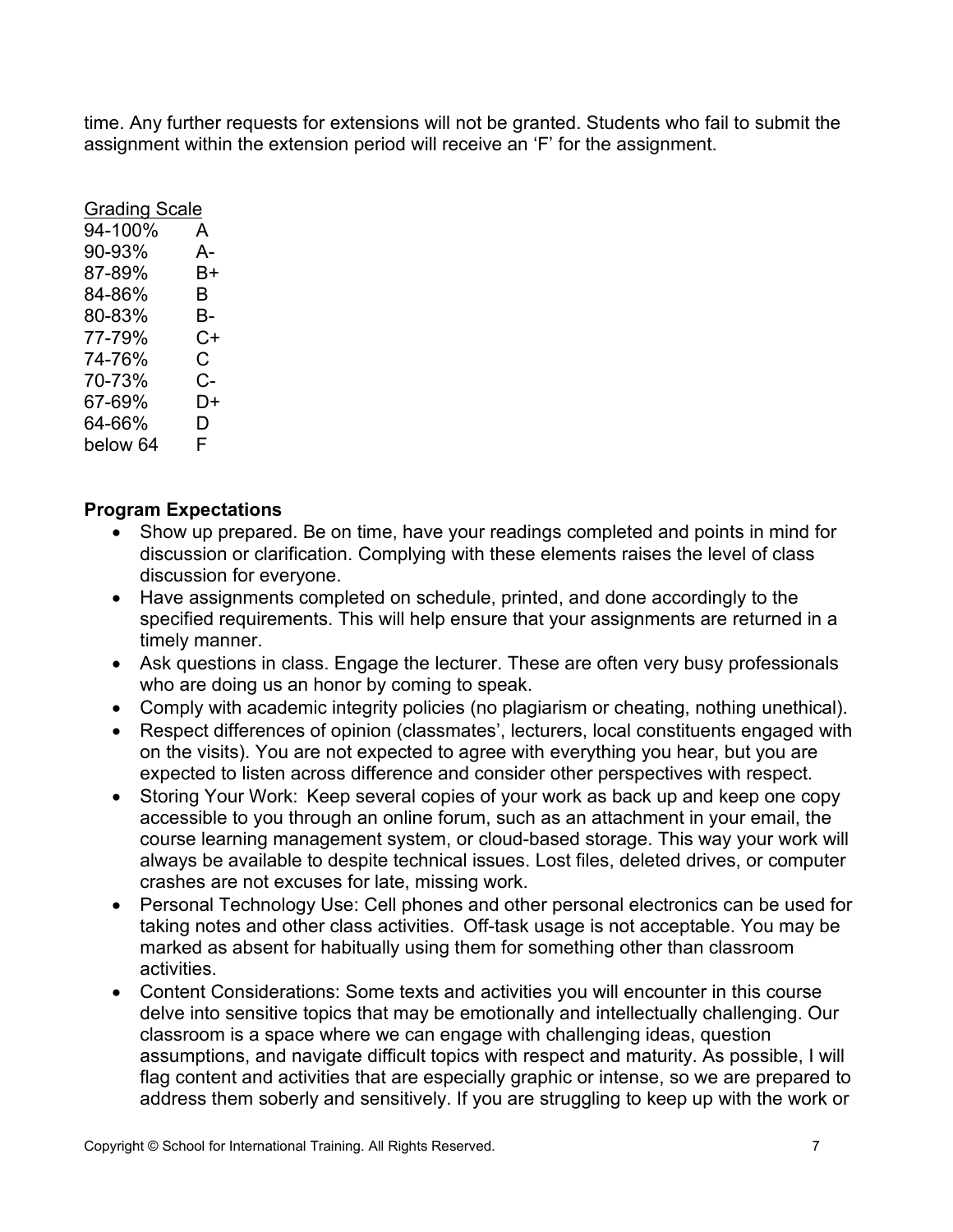time. Any further requests for extensions will not be granted. Students who fail to submit the assignment within the extension period will receive an 'F' for the assignment.

<u>Grading Scale</u>

| | |
|---|---|
| 94-100% | A |
| 90-93% | A- |
| 87-89% | B+ |
| 84-86% | B |
| 80-83% | B- |
| 77-79% | C+ |
| 74-76% | C |
| 70-73% | C- |
| 67-69% | D+ |
| 64-66% | D |
| below 64 | F |

**Program Expectations**

- Show up prepared. Be on time, have your readings completed and points in mind for discussion or clarification. Complying with these elements raises the level of class discussion for everyone.
- Have assignments completed on schedule, printed, and done accordingly to the specified requirements. This will help ensure that your assignments are returned in a timely manner.
- Ask questions in class. Engage the lecturer. These are often very busy professionals who are doing us an honor by coming to speak.
- Comply with academic integrity policies (no plagiarism or cheating, nothing unethical).
- Respect differences of opinion (classmates', lecturers, local constituents engaged with on the visits). You are not expected to agree with everything you hear, but you are expected to listen across difference and consider other perspectives with respect.
- Storing Your Work: Keep several copies of your work as back up and keep one copy accessible to you through an online forum, such as an attachment in your email, the course learning management system, or cloud-based storage. This way your work will always be available to despite technical issues. Lost files, deleted drives, or computer crashes are not excuses for late, missing work.
- Personal Technology Use: Cell phones and other personal electronics can be used for taking notes and other class activities. Off-task usage is not acceptable. You may be marked as absent for habitually using them for something other than classroom activities.
- Content Considerations: Some texts and activities you will encounter in this course delve into sensitive topics that may be emotionally and intellectually challenging. Our classroom is a space where we can engage with challenging ideas, question assumptions, and navigate difficult topics with respect and maturity. As possible, I will flag content and activities that are especially graphic or intense, so we are prepared to address them soberly and sensitively. If you are struggling to keep up with the work or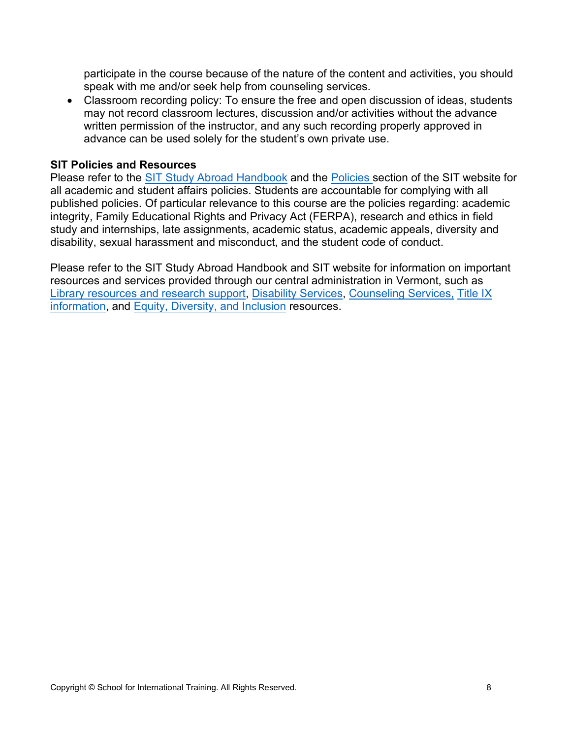participate in the course because of the nature of the content and activities, you should speak with me and/or seek help from counseling services.

- Classroom recording policy: To ensure the free and open discussion of ideas, students may not record classroom lectures, discussion and/or activities without the advance written permission of the instructor, and any such recording properly approved in advance can be used solely for the student's own private use.

**SIT Policies and Resources**

Please refer to the SIT Study Abroad Handbook and the Policies section of the SIT website for all academic and student affairs policies. Students are accountable for complying with all published policies. Of particular relevance to this course are the policies regarding: academic integrity, Family Educational Rights and Privacy Act (FERPA), research and ethics in field study and internships, late assignments, academic status, academic appeals, diversity and disability, sexual harassment and misconduct, and the student code of conduct.

Please refer to the SIT Study Abroad Handbook and SIT website for information on important resources and services provided through our central administration in Vermont, such as Library resources and research support, Disability Services, Counseling Services, Title IX information, and Equity, Diversity, and Inclusion resources.

Copyright © School for International Training. All Rights Reserved.